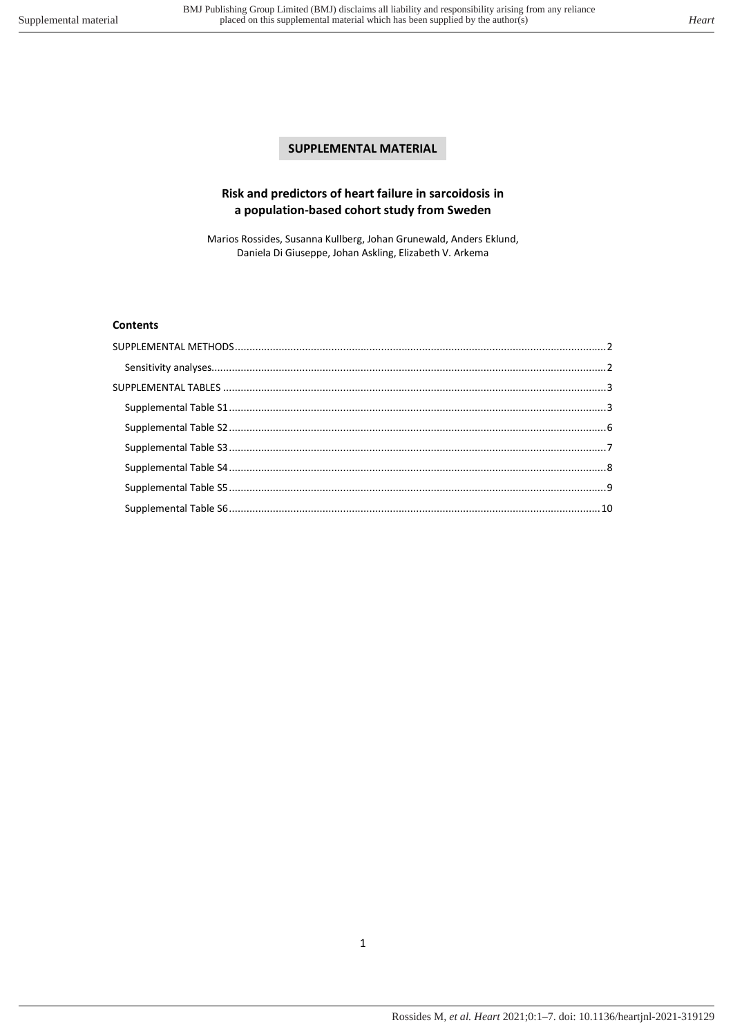# SUPPLEMENTAL MATERIAL

## Risk and predictors of heart failure in sarcoidosis in a population-based cohort study from Sweden

Marios Rossides, Susanna Kullberg, Johan Grunewald, Anders Eklund, Daniela Di Giuseppe, Johan Askling, Elizabeth V. Arkema

### Contents

SUPPLEMENTAL METHODS ..... 2

- Sensitivity analyses ..... 2

SUPPLEMENTAL TABLES ..... 3

- Supplemental Table S1 ..... 3
- Supplemental Table S2 ..... 6
- Supplemental Table S3 ..... 7
- Supplemental Table S4 ..... 8
- Supplemental Table S5 ..... 9
- Supplemental Table S6 ..... 10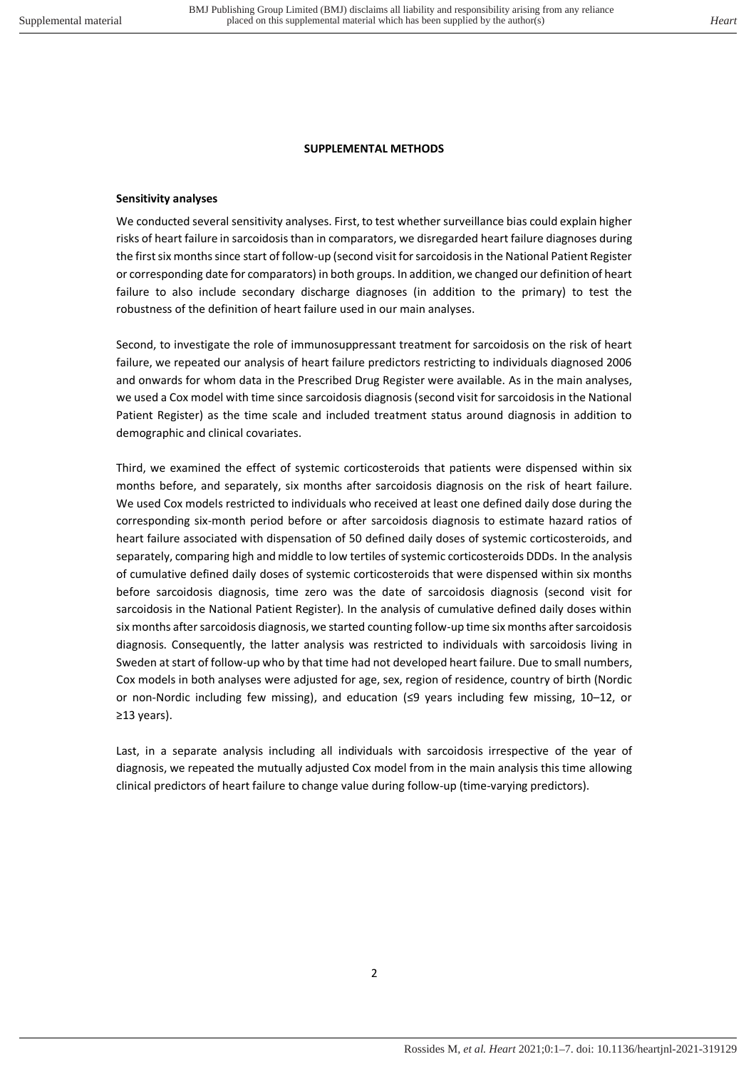**SUPPLEMENTAL METHODS**

**Sensitivity analyses**

We conducted several sensitivity analyses. First, to test whether surveillance bias could explain higher risks of heart failure in sarcoidosis than in comparators, we disregarded heart failure diagnoses during the first six months since start of follow-up (second visit for sarcoidosis in the National Patient Register or corresponding date for comparators) in both groups. In addition, we changed our definition of heart failure to also include secondary discharge diagnoses (in addition to the primary) to test the robustness of the definition of heart failure used in our main analyses.

Second, to investigate the role of immunosuppressant treatment for sarcoidosis on the risk of heart failure, we repeated our analysis of heart failure predictors restricting to individuals diagnosed 2006 and onwards for whom data in the Prescribed Drug Register were available. As in the main analyses, we used a Cox model with time since sarcoidosis diagnosis (second visit for sarcoidosis in the National Patient Register) as the time scale and included treatment status around diagnosis in addition to demographic and clinical covariates.

Third, we examined the effect of systemic corticosteroids that patients were dispensed within six months before, and separately, six months after sarcoidosis diagnosis on the risk of heart failure. We used Cox models restricted to individuals who received at least one defined daily dose during the corresponding six-month period before or after sarcoidosis diagnosis to estimate hazard ratios of heart failure associated with dispensation of 50 defined daily doses of systemic corticosteroids, and separately, comparing high and middle to low tertiles of systemic corticosteroids DDDs. In the analysis of cumulative defined daily doses of systemic corticosteroids that were dispensed within six months before sarcoidosis diagnosis, time zero was the date of sarcoidosis diagnosis (second visit for sarcoidosis in the National Patient Register). In the analysis of cumulative defined daily doses within six months after sarcoidosis diagnosis, we started counting follow-up time six months after sarcoidosis diagnosis. Consequently, the latter analysis was restricted to individuals with sarcoidosis living in Sweden at start of follow-up who by that time had not developed heart failure. Due to small numbers, Cox models in both analyses were adjusted for age, sex, region of residence, country of birth (Nordic or non-Nordic including few missing), and education (≤9 years including few missing, 10–12, or ≥13 years).

Last, in a separate analysis including all individuals with sarcoidosis irrespective of the year of diagnosis, we repeated the mutually adjusted Cox model from in the main analysis this time allowing clinical predictors of heart failure to change value during follow-up (time-varying predictors).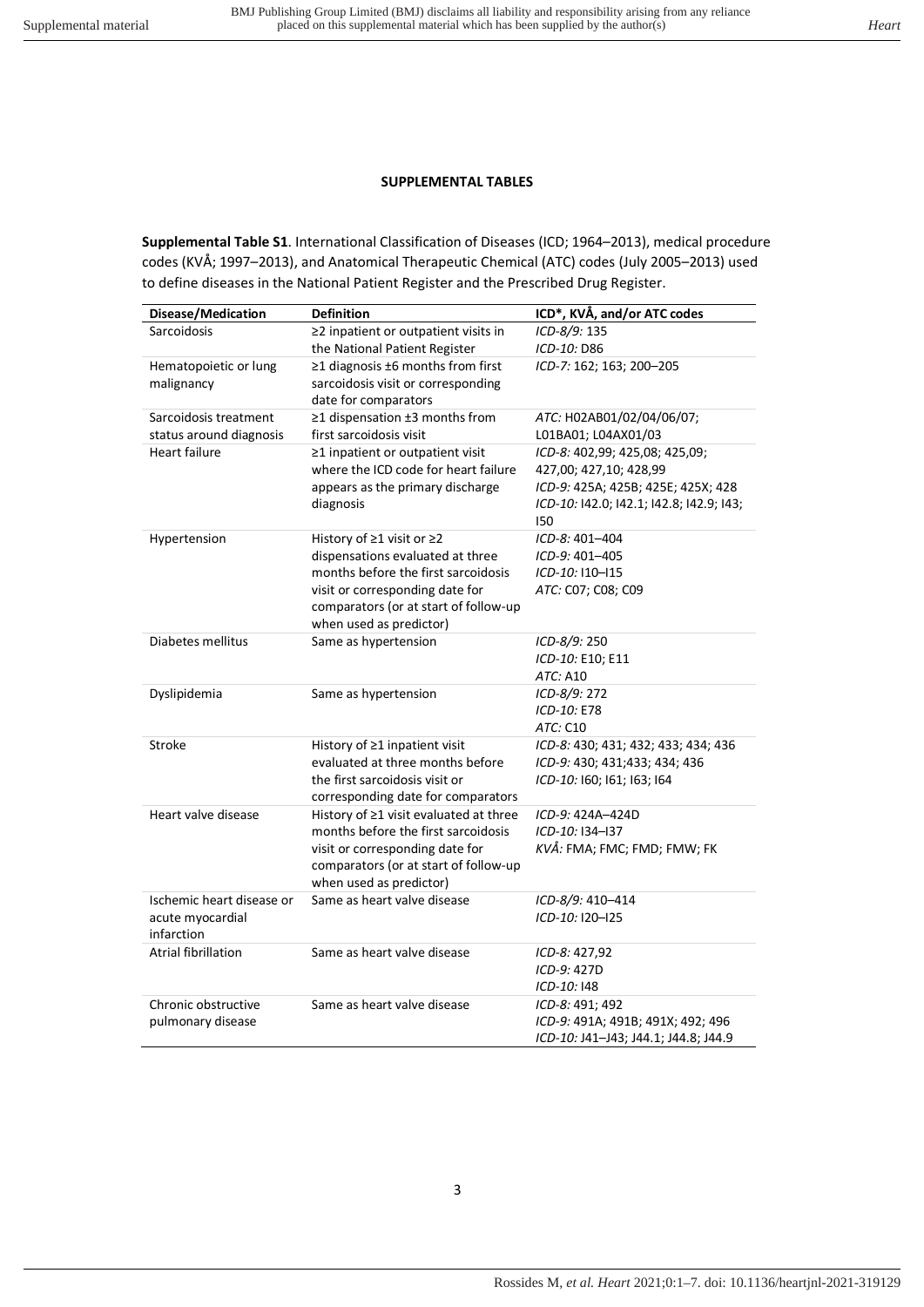**SUPPLEMENTAL TABLES**

**Supplemental Table S1**. International Classification of Diseases (ICD; 1964–2013), medical procedure codes (KVÅ; 1997–2013), and Anatomical Therapeutic Chemical (ATC) codes (July 2005–2013) used to define diseases in the National Patient Register and the Prescribed Drug Register.

| Disease/Medication | Definition | ICD*, KVÅ, and/or ATC codes |
|---|---|---|
| Sarcoidosis | ≥2 inpatient or outpatient visits in the National Patient Register | *ICD-8/9:* 135<br>*ICD-10:* D86 |
| Hematopoietic or lung malignancy | ≥1 diagnosis ±6 months from first sarcoidosis visit or corresponding date for comparators | *ICD-7:* 162; 163; 200–205 |
| Sarcoidosis treatment status around diagnosis | ≥1 dispensation ±3 months from first sarcoidosis visit | *ATC:* H02AB01/02/04/06/07; L01BA01; L04AX01/03 |
| Heart failure | ≥1 inpatient or outpatient visit where the ICD code for heart failure appears as the primary discharge diagnosis | *ICD-8:* 402,99; 425,08; 425,09; 427,00; 427,10; 428,99<br>*ICD-9:* 425A; 425B; 425E; 425X; 428<br>*ICD-10:* I42.0; I42.1; I42.8; I42.9; I43; I50 |
| Hypertension | History of ≥1 visit or ≥2 dispensations evaluated at three months before the first sarcoidosis visit or corresponding date for comparators (or at start of follow-up when used as predictor) | *ICD-8:* 401–404<br>*ICD-9:* 401–405<br>*ICD-10:* I10–I15<br>*ATC:* C07; C08; C09 |
| Diabetes mellitus | Same as hypertension | *ICD-8/9:* 250<br>*ICD-10:* E10; E11<br>*ATC:* A10 |
| Dyslipidemia | Same as hypertension | *ICD-8/9:* 272<br>*ICD-10:* E78<br>*ATC:* C10 |
| Stroke | History of ≥1 inpatient visit evaluated at three months before the first sarcoidosis visit or corresponding date for comparators | *ICD-8:* 430; 431; 432; 433; 434; 436<br>*ICD-9:* 430; 431;433; 434; 436<br>*ICD-10:* I60; I61; I63; I64 |
| Heart valve disease | History of ≥1 visit evaluated at three months before the first sarcoidosis visit or corresponding date for comparators (or at start of follow-up when used as predictor) | *ICD-9:* 424A–424D<br>*ICD-10:* I34–I37<br>*KVÅ:* FMA; FMC; FMD; FMW; FK |
| Ischemic heart disease or acute myocardial infarction | Same as heart valve disease | *ICD-8/9:* 410–414<br>*ICD-10:* I20–I25 |
| Atrial fibrillation | Same as heart valve disease | *ICD-8:* 427,92<br>*ICD-9:* 427D<br>*ICD-10:* I48 |
| Chronic obstructive pulmonary disease | Same as heart valve disease | *ICD-8:* 491; 492<br>*ICD-9:* 491A; 491B; 491X; 492; 496<br>*ICD-10:* J41–J43; J44.1; J44.8; J44.9 |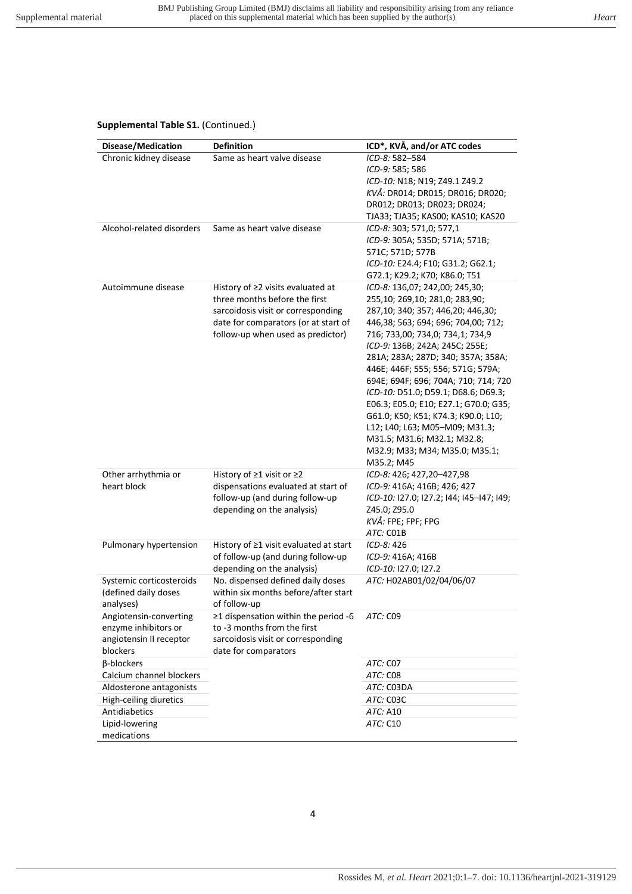**Supplemental Table S1.** (Continued.)

| Disease/Medication | Definition | ICD*, KVÅ, and/or ATC codes |
|---|---|---|
| Chronic kidney disease | Same as heart valve disease | *ICD-8:* 582–584<br>*ICD-9:* 585; 586<br>*ICD-10:* N18; N19; Z49.1 Z49.2<br>*KVÅ:* DR014; DR015; DR016; DR020; DR012; DR013; DR023; DR024; TJA33; TJA35; KAS00; KAS10; KAS20 |
| Alcohol-related disorders | Same as heart valve disease | *ICD-8:* 303; 571,0; 577,1<br>*ICD-9:* 305A; 535D; 571A; 571B; 571C; 571D; 577B<br>*ICD-10:* E24.4; F10; G31.2; G62.1; G72.1; K29.2; K70; K86.0; T51 |
| Autoimmune disease | History of ≥2 visits evaluated at three months before the first sarcoidosis visit or corresponding date for comparators (or at start of follow-up when used as predictor) | *ICD-8:* 136,07; 242,00; 245,30; 255,10; 269,10; 281,0; 283,90; 287,10; 340; 357; 446,20; 446,30; 446,38; 563; 694; 696; 704,00; 712; 716; 733,00; 734,0; 734,1; 734,9<br>*ICD-9:* 136B; 242A; 245C; 255E; 281A; 283A; 287D; 340; 357A; 358A; 446E; 446F; 555; 556; 571G; 579A; 694E; 694F; 696; 704A; 710; 714; 720<br>*ICD-10:* D51.0; D59.1; D68.6; D69.3; E06.3; E05.0; E10; E27.1; G70.0; G35; G61.0; K50; K51; K74.3; K90.0; L10; L12; L40; L63; M05–M09; M31.3; M31.5; M31.6; M32.1; M32.8; M32.9; M33; M34; M35.0; M35.1; M35.2; M45 |
| Other arrhythmia or heart block | History of ≥1 visit or ≥2 dispensations evaluated at start of follow-up (and during follow-up depending on the analysis) | *ICD-8:* 426; 427,20–427,98<br>*ICD-9:* 416A; 416B; 426; 427<br>*ICD-10:* I27.0; I27.2; I44; I45–I47; I49; Z45.0; Z95.0<br>*KVÅ:* FPE; FPF; FPG<br>*ATC:* C01B |
| Pulmonary hypertension | History of ≥1 visit evaluated at start of follow-up (and during follow-up depending on the analysis) | *ICD-8:* 426<br>*ICD-9:* 416A; 416B<br>*ICD-10:* I27.0; I27.2 |
| Systemic corticosteroids (defined daily doses analyses) | No. dispensed defined daily doses within six months before/after start of follow-up | *ATC:* H02AB01/02/04/06/07 |
| Angiotensin-converting enzyme inhibitors or angiotensin II receptor blockers | ≥1 dispensation within the period -6 to -3 months from the first sarcoidosis visit or corresponding date for comparators | *ATC:* C09 |
| β-blockers | | *ATC:* C07 |
| Calcium channel blockers | | *ATC:* C08 |
| Aldosterone antagonists | | *ATC:* C03DA |
| High-ceiling diuretics | | *ATC:* C03C |
| Antidiabetics | | *ATC:* A10 |
| Lipid-lowering medications | | *ATC:* C10 |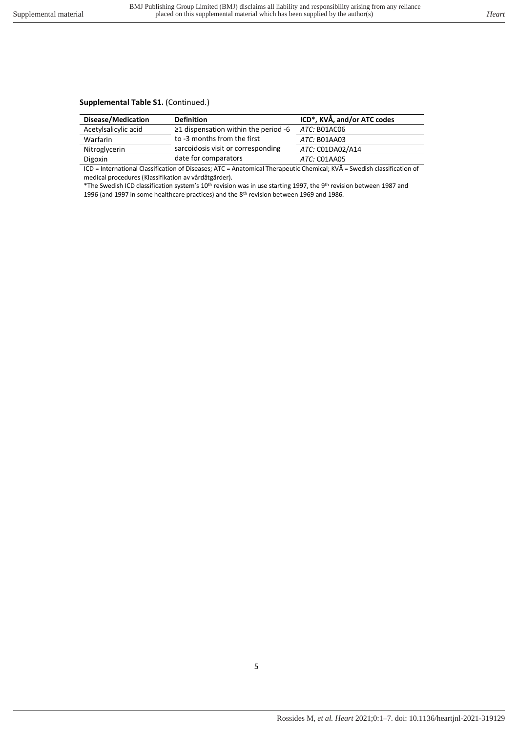**Supplemental Table S1.** (Continued.)

| Disease/Medication | Definition | ICD*, KVÅ, and/or ATC codes |
|---|---|---|
| Acetylsalicylic acid | ≥1 dispensation within the period -6 to -3 months from the first sarcoidosis visit or corresponding date for comparators | *ATC:* B01AC06 |
| Warfarin | | *ATC:* B01AA03 |
| Nitroglycerin | | *ATC:* C01DA02/A14 |
| Digoxin | | *ATC:* C01AA05 |

ICD = International Classification of Diseases; ATC = Anatomical Therapeutic Chemical; KVÅ = Swedish classification of medical procedures (Klassifikation av vårdåtgärder).

*The Swedish ICD classification system's 10th revision was in use starting 1997, the 9th revision between 1987 and 1996 (and 1997 in some healthcare practices) and the 8th revision between 1969 and 1986.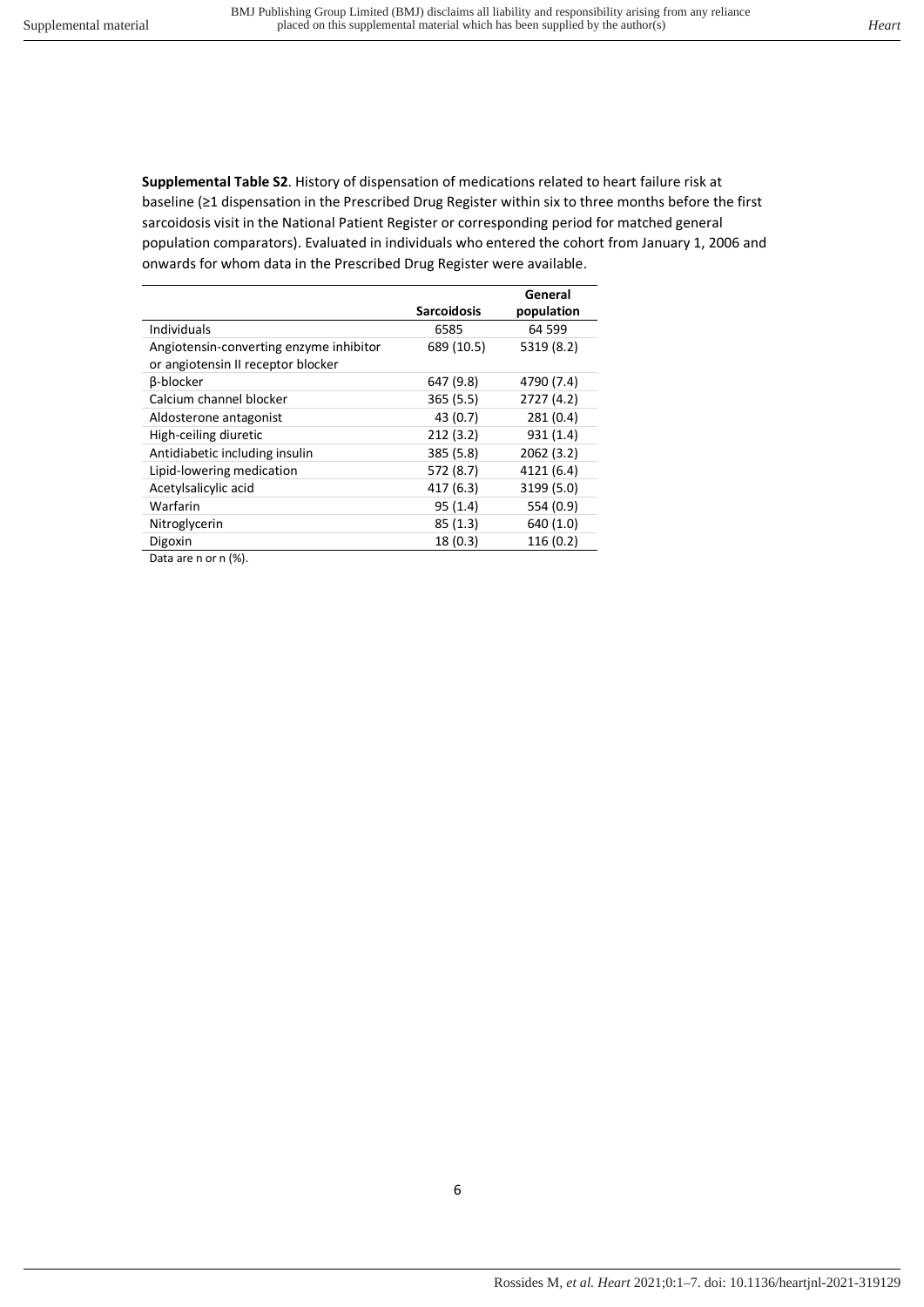**Supplemental Table S2**. History of dispensation of medications related to heart failure risk at baseline (≥1 dispensation in the Prescribed Drug Register within six to three months before the first sarcoidosis visit in the National Patient Register or corresponding period for matched general population comparators). Evaluated in individuals who entered the cohort from January 1, 2006 and onwards for whom data in the Prescribed Drug Register were available.

| | **Sarcoidosis** | **General population** |
|---|---|---|
| Individuals | 6585 | 64 599 |
| Angiotensin-converting enzyme inhibitor or angiotensin II receptor blocker | 689 (10.5) | 5319 (8.2) |
| β-blocker | 647 (9.8) | 4790 (7.4) |
| Calcium channel blocker | 365 (5.5) | 2727 (4.2) |
| Aldosterone antagonist | 43 (0.7) | 281 (0.4) |
| High-ceiling diuretic | 212 (3.2) | 931 (1.4) |
| Antidiabetic including insulin | 385 (5.8) | 2062 (3.2) |
| Lipid-lowering medication | 572 (8.7) | 4121 (6.4) |
| Acetylsalicylic acid | 417 (6.3) | 3199 (5.0) |
| Warfarin | 95 (1.4) | 554 (0.9) |
| Nitroglycerin | 85 (1.3) | 640 (1.0) |
| Digoxin | 18 (0.3) | 116 (0.2) |

Data are n or n (%).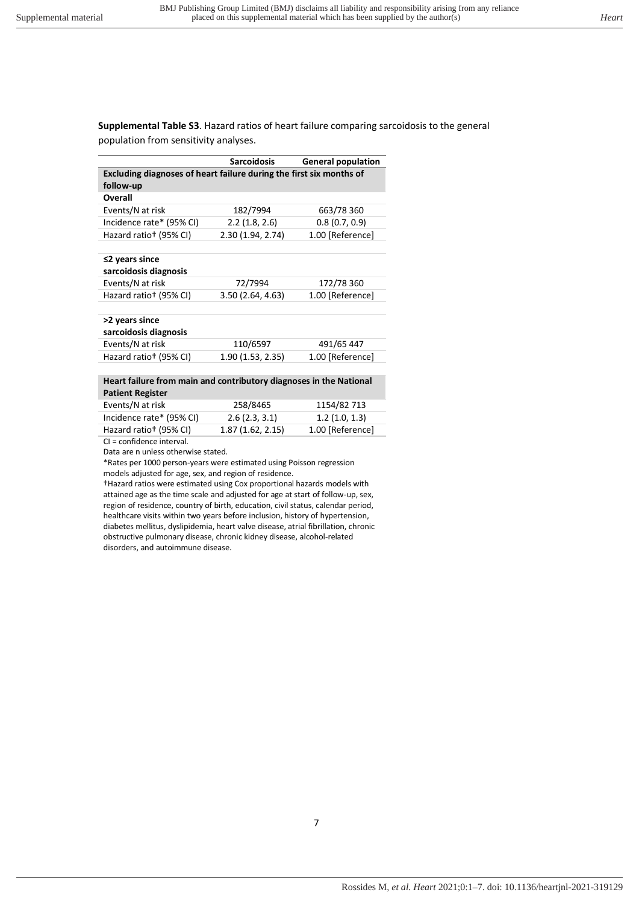**Supplemental Table S3**. Hazard ratios of heart failure comparing sarcoidosis to the general population from sensitivity analyses.

| | Sarcoidosis | General population |
|---|---|---|
| **Excluding diagnoses of heart failure during the first six months of follow-up** | | |
| **Overall** | | |
| Events/N at risk | 182/7994 | 663/78 360 |
| Incidence rate* (95% CI) | 2.2 (1.8, 2.6) | 0.8 (0.7, 0.9) |
| Hazard ratio† (95% CI) | 2.30 (1.94, 2.74) | 1.00 [Reference] |
| | | |
| **≤2 years since sarcoidosis diagnosis** | | |
| Events/N at risk | 72/7994 | 172/78 360 |
| Hazard ratio† (95% CI) | 3.50 (2.64, 4.63) | 1.00 [Reference] |
| | | |
| **>2 years since sarcoidosis diagnosis** | | |
| Events/N at risk | 110/6597 | 491/65 447 |
| Hazard ratio† (95% CI) | 1.90 (1.53, 2.35) | 1.00 [Reference] |
| | | |
| **Heart failure from main and contributory diagnoses in the National Patient Register** | | |
| Events/N at risk | 258/8465 | 1154/82 713 |
| Incidence rate* (95% CI) | 2.6 (2.3, 3.1) | 1.2 (1.0, 1.3) |
| Hazard ratio† (95% CI) | 1.87 (1.62, 2.15) | 1.00 [Reference] |

CI = confidence interval.

Data are n unless otherwise stated.

*Rates per 1000 person-years were estimated using Poisson regression models adjusted for age, sex, and region of residence.

†Hazard ratios were estimated using Cox proportional hazards models with attained age as the time scale and adjusted for age at start of follow-up, sex, region of residence, country of birth, education, civil status, calendar period, healthcare visits within two years before inclusion, history of hypertension, diabetes mellitus, dyslipidemia, heart valve disease, atrial fibrillation, chronic obstructive pulmonary disease, chronic kidney disease, alcohol-related disorders, and autoimmune disease.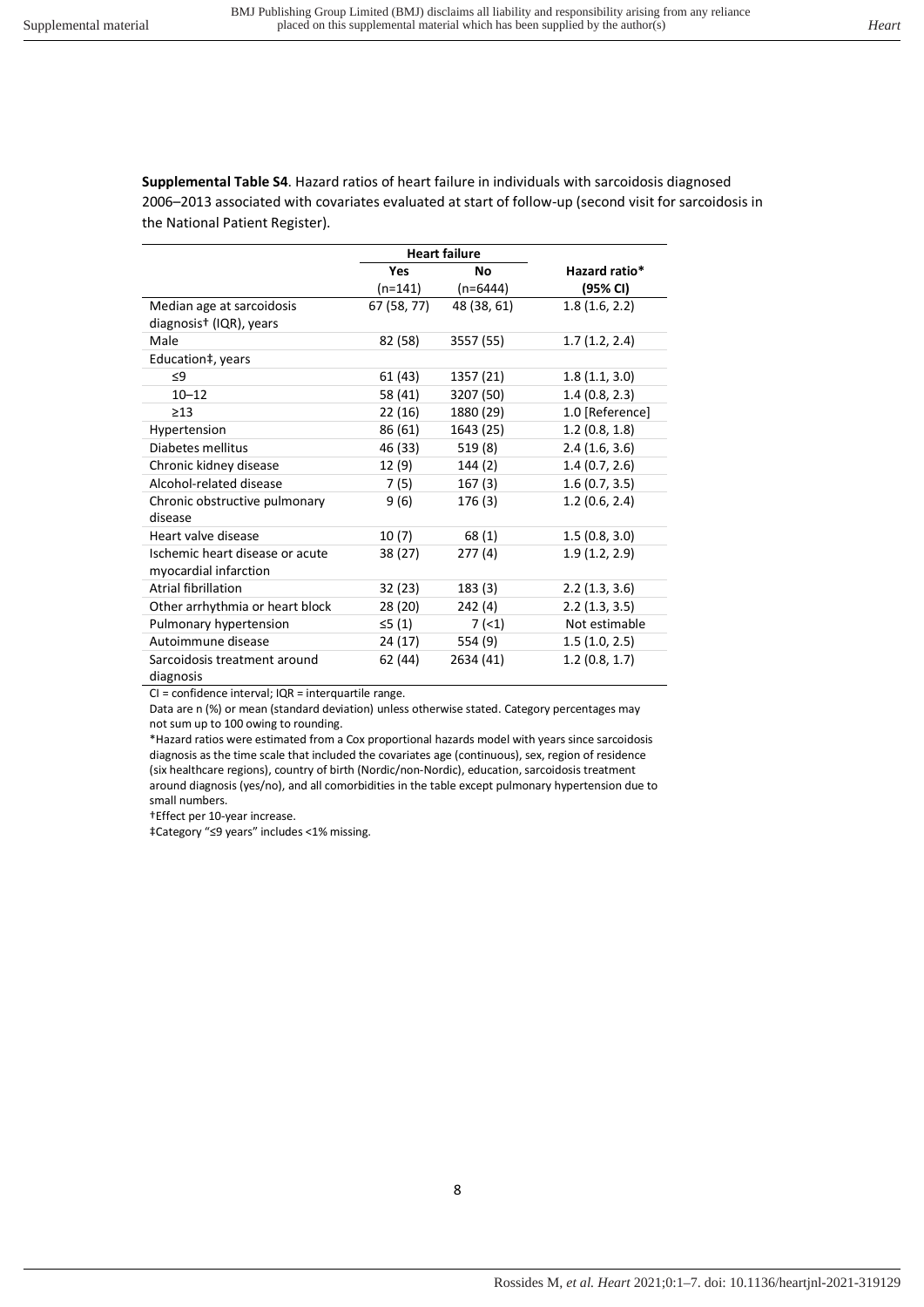**Supplemental Table S4**. Hazard ratios of heart failure in individuals with sarcoidosis diagnosed 2006–2013 associated with covariates evaluated at start of follow-up (second visit for sarcoidosis in the National Patient Register).

| | Heart failure | | |
|---|---|---|---|
| | **Yes** (n=141) | **No** (n=6444) | **Hazard ratio*** **(95% CI)** |
| Median age at sarcoidosis diagnosis† (IQR), years | 67 (58, 77) | 48 (38, 61) | 1.8 (1.6, 2.2) |
| Male | 82 (58) | 3557 (55) | 1.7 (1.2, 2.4) |
| Education‡, years | | | |
| ≤9 | 61 (43) | 1357 (21) | 1.8 (1.1, 3.0) |
| 10–12 | 58 (41) | 3207 (50) | 1.4 (0.8, 2.3) |
| ≥13 | 22 (16) | 1880 (29) | 1.0 [Reference] |
| Hypertension | 86 (61) | 1643 (25) | 1.2 (0.8, 1.8) |
| Diabetes mellitus | 46 (33) | 519 (8) | 2.4 (1.6, 3.6) |
| Chronic kidney disease | 12 (9) | 144 (2) | 1.4 (0.7, 2.6) |
| Alcohol-related disease | 7 (5) | 167 (3) | 1.6 (0.7, 3.5) |
| Chronic obstructive pulmonary disease | 9 (6) | 176 (3) | 1.2 (0.6, 2.4) |
| Heart valve disease | 10 (7) | 68 (1) | 1.5 (0.8, 3.0) |
| Ischemic heart disease or acute myocardial infarction | 38 (27) | 277 (4) | 1.9 (1.2, 2.9) |
| Atrial fibrillation | 32 (23) | 183 (3) | 2.2 (1.3, 3.6) |
| Other arrhythmia or heart block | 28 (20) | 242 (4) | 2.2 (1.3, 3.5) |
| Pulmonary hypertension | ≤5 (1) | 7 (<1) | Not estimable |
| Autoimmune disease | 24 (17) | 554 (9) | 1.5 (1.0, 2.5) |
| Sarcoidosis treatment around diagnosis | 62 (44) | 2634 (41) | 1.2 (0.8, 1.7) |

CI = confidence interval; IQR = interquartile range.

Data are n (%) or mean (standard deviation) unless otherwise stated. Category percentages may not sum up to 100 owing to rounding.

*Hazard ratios were estimated from a Cox proportional hazards model with years since sarcoidosis diagnosis as the time scale that included the covariates age (continuous), sex, region of residence (six healthcare regions), country of birth (Nordic/non-Nordic), education, sarcoidosis treatment around diagnosis (yes/no), and all comorbidities in the table except pulmonary hypertension due to small numbers.

†Effect per 10-year increase.

‡Category "≤9 years" includes <1% missing.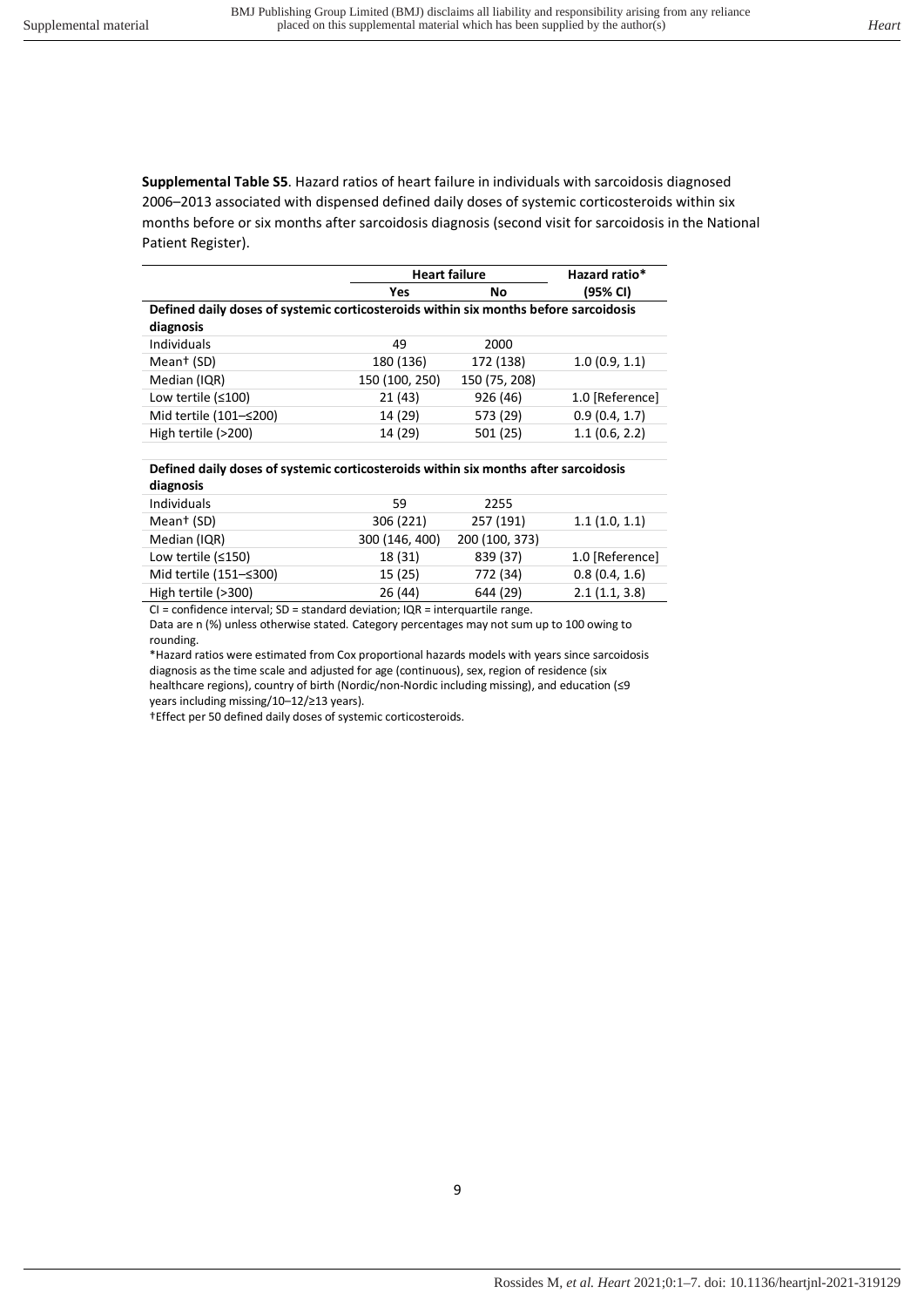**Supplemental Table S5**. Hazard ratios of heart failure in individuals with sarcoidosis diagnosed 2006–2013 associated with dispensed defined daily doses of systemic corticosteroids within six months before or six months after sarcoidosis diagnosis (second visit for sarcoidosis in the National Patient Register).

| | Heart failure | | Hazard ratio* |
|---|---|---|---|
| | Yes | No | (95% CI) |
| **Defined daily doses of systemic corticosteroids within six months before sarcoidosis diagnosis** | | | |
| Individuals | 49 | 2000 | |
| Mean† (SD) | 180 (136) | 172 (138) | 1.0 (0.9, 1.1) |
| Median (IQR) | 150 (100, 250) | 150 (75, 208) | |
| Low tertile (≤100) | 21 (43) | 926 (46) | 1.0 [Reference] |
| Mid tertile (101–≤200) | 14 (29) | 573 (29) | 0.9 (0.4, 1.7) |
| High tertile (>200) | 14 (29) | 501 (25) | 1.1 (0.6, 2.2) |
| **Defined daily doses of systemic corticosteroids within six months after sarcoidosis diagnosis** | | | |
| Individuals | 59 | 2255 | |
| Mean† (SD) | 306 (221) | 257 (191) | 1.1 (1.0, 1.1) |
| Median (IQR) | 300 (146, 400) | 200 (100, 373) | |
| Low tertile (≤150) | 18 (31) | 839 (37) | 1.0 [Reference] |
| Mid tertile (151–≤300) | 15 (25) | 772 (34) | 0.8 (0.4, 1.6) |
| High tertile (>300) | 26 (44) | 644 (29) | 2.1 (1.1, 3.8) |

CI = confidence interval; SD = standard deviation; IQR = interquartile range.

Data are n (%) unless otherwise stated. Category percentages may not sum up to 100 owing to rounding.

*Hazard ratios were estimated from Cox proportional hazards models with years since sarcoidosis diagnosis as the time scale and adjusted for age (continuous), sex, region of residence (six healthcare regions), country of birth (Nordic/non-Nordic including missing), and education (≤9 years including missing/10–12/≥13 years).

†Effect per 50 defined daily doses of systemic corticosteroids.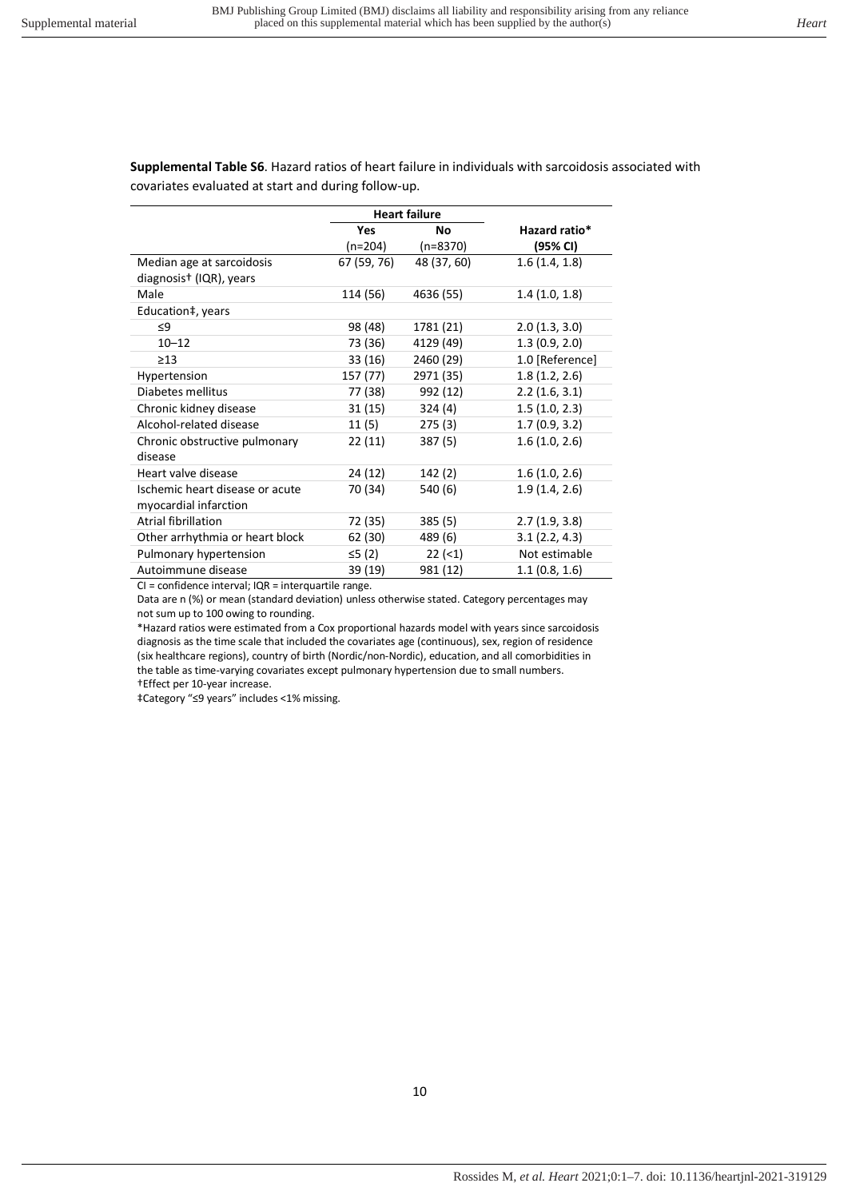**Supplemental Table S6**. Hazard ratios of heart failure in individuals with sarcoidosis associated with covariates evaluated at start and during follow-up.

| | Heart failure | | |
|---|---|---|---|
| | Yes (n=204) | No (n=8370) | Hazard ratio* (95% CI) |
| Median age at sarcoidosis diagnosis† (IQR), years | 67 (59, 76) | 48 (37, 60) | 1.6 (1.4, 1.8) |
| Male | 114 (56) | 4636 (55) | 1.4 (1.0, 1.8) |
| Education‡, years | | | |
| ≤9 | 98 (48) | 1781 (21) | 2.0 (1.3, 3.0) |
| 10–12 | 73 (36) | 4129 (49) | 1.3 (0.9, 2.0) |
| ≥13 | 33 (16) | 2460 (29) | 1.0 [Reference] |
| Hypertension | 157 (77) | 2971 (35) | 1.8 (1.2, 2.6) |
| Diabetes mellitus | 77 (38) | 992 (12) | 2.2 (1.6, 3.1) |
| Chronic kidney disease | 31 (15) | 324 (4) | 1.5 (1.0, 2.3) |
| Alcohol-related disease | 11 (5) | 275 (3) | 1.7 (0.9, 3.2) |
| Chronic obstructive pulmonary disease | 22 (11) | 387 (5) | 1.6 (1.0, 2.6) |
| Heart valve disease | 24 (12) | 142 (2) | 1.6 (1.0, 2.6) |
| Ischemic heart disease or acute myocardial infarction | 70 (34) | 540 (6) | 1.9 (1.4, 2.6) |
| Atrial fibrillation | 72 (35) | 385 (5) | 2.7 (1.9, 3.8) |
| Other arrhythmia or heart block | 62 (30) | 489 (6) | 3.1 (2.2, 4.3) |
| Pulmonary hypertension | ≤5 (2) | 22 (<1) | Not estimable |
| Autoimmune disease | 39 (19) | 981 (12) | 1.1 (0.8, 1.6) |

CI = confidence interval; IQR = interquartile range.

Data are n (%) or mean (standard deviation) unless otherwise stated. Category percentages may not sum up to 100 owing to rounding.

*Hazard ratios were estimated from a Cox proportional hazards model with years since sarcoidosis diagnosis as the time scale that included the covariates age (continuous), sex, region of residence (six healthcare regions), country of birth (Nordic/non-Nordic), education, and all comorbidities in the table as time-varying covariates except pulmonary hypertension due to small numbers.

†Effect per 10-year increase.

‡Category "≤9 years" includes <1% missing.